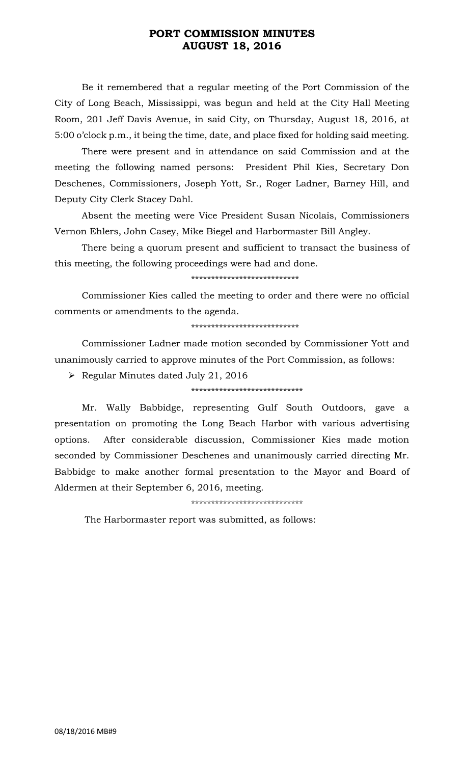# PORT COMMISSION MINUTES
# AUGUST 18, 2016

Be it remembered that a regular meeting of the Port Commission of the City of Long Beach, Mississippi, was begun and held at the City Hall Meeting Room, 201 Jeff Davis Avenue, in said City, on Thursday, August 18, 2016, at 5:00 o'clock p.m., it being the time, date, and place fixed for holding said meeting.

There were present and in attendance on said Commission and at the meeting the following named persons: President Phil Kies, Secretary Don Deschenes, Commissioners, Joseph Yott, Sr., Roger Ladner, Barney Hill, and Deputy City Clerk Stacey Dahl.

Absent the meeting were Vice President Susan Nicolais, Commissioners Vernon Ehlers, John Casey, Mike Biegel and Harbormaster Bill Angley.

There being a quorum present and sufficient to transact the business of this meeting, the following proceedings were had and done.

***************************

Commissioner Kies called the meeting to order and there were no official comments or amendments to the agenda.

***************************

Commissioner Ladner made motion seconded by Commissioner Yott and unanimously carried to approve minutes of the Port Commission, as follows:

- Regular Minutes dated July 21, 2016

****************************

Mr. Wally Babbidge, representing Gulf South Outdoors, gave a presentation on promoting the Long Beach Harbor with various advertising options. After considerable discussion, Commissioner Kies made motion seconded by Commissioner Deschenes and unanimously carried directing Mr. Babbidge to make another formal presentation to the Mayor and Board of Aldermen at their September 6, 2016, meeting.

****************************

The Harbormaster report was submitted, as follows: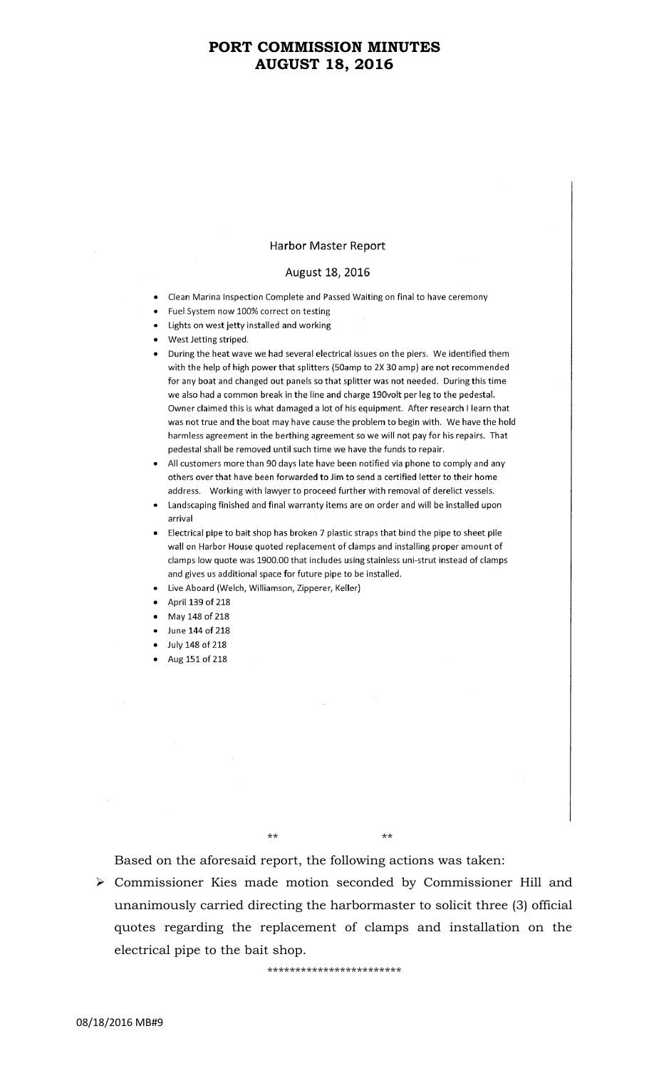# PORT COMMISSION MINUTES
# AUGUST 18, 2016

## Harbor Master Report

### August 18, 2016

- Clean Marina Inspection Complete and Passed Waiting on final to have ceremony
- Fuel System now 100% correct on testing
- Lights on west jetty installed and working
- West Jetting striped.
- During the heat wave we had several electrical issues on the piers. We identified them with the help of high power that splitters (50amp to 2X 30 amp) are not recommended for any boat and changed out panels so that splitter was not needed. During this time we also had a common break in the line and charge 190volt per leg to the pedestal. Owner claimed this is what damaged a lot of his equipment. After research I learn that was not true and the boat may have cause the problem to begin with. We have the hold harmless agreement in the berthing agreement so we will not pay for his repairs. That pedestal shall be removed until such time we have the funds to repair.
- All customers more than 90 days late have been notified via phone to comply and any others over that have been forwarded to Jim to send a certified letter to their home address. Working with lawyer to proceed further with removal of derelict vessels.
- Landscaping finished and final warranty items are on order and will be installed upon arrival
- Electrical pipe to bait shop has broken 7 plastic straps that bind the pipe to sheet pile wall on Harbor House quoted replacement of clamps and installing proper amount of clamps low quote was 1900.00 that includes using stainless uni-strut instead of clamps and gives us additional space for future pipe to be installed.
- Live Aboard (Welch, Williamson, Zipperer, Keller)
- April 139 of 218
- May 148 of 218
- June 144 of 218
- July 148 of 218
- Aug 151 of 218

\*\* \*\*

Based on the aforesaid report, the following actions was taken:

- Commissioner Kies made motion seconded by Commissioner Hill and unanimously carried directing the harbormaster to solicit three (3) official quotes regarding the replacement of clamps and installation on the electrical pipe to the bait shop.

\*\*\*\*\*\*\*\*\*\*\*\*\*\*\*\*\*\*\*\*\*\*\*\*

08/18/2016 MB#9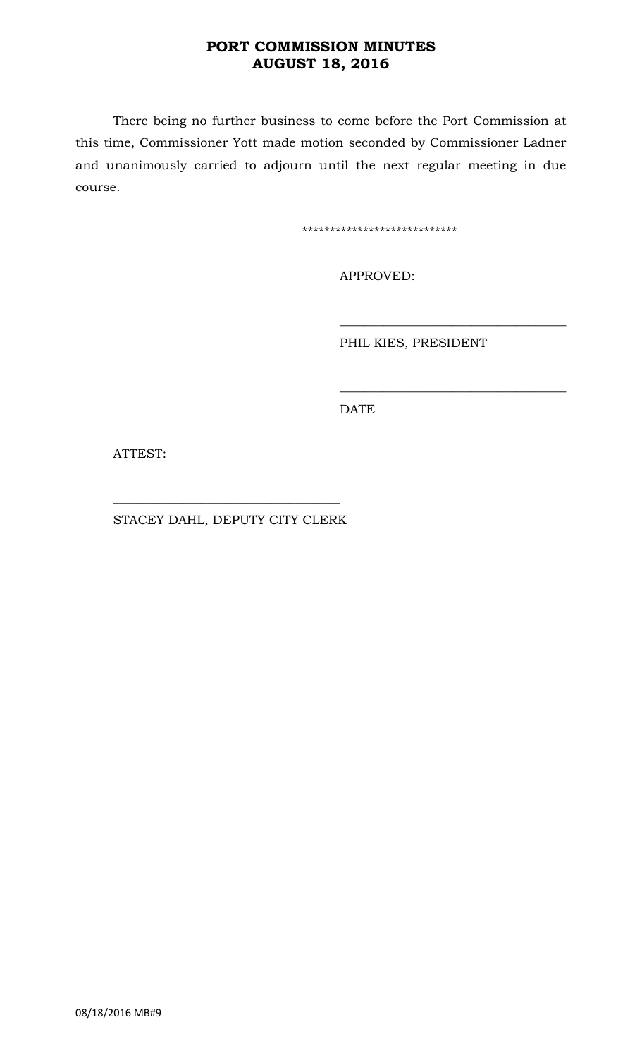**PORT COMMISSION MINUTES**
**AUGUST 18, 2016**

There being no further business to come before the Port Commission at this time, Commissioner Yott made motion seconded by Commissioner Ladner and unanimously carried to adjourn until the next regular meeting in due course.

****************************

APPROVED:

\_\_\_\_\_\_\_\_\_\_\_\_\_\_\_\_\_\_\_\_\_\_\_\_\_\_\_\_\_\_\_\_\_\_

PHIL KIES, PRESIDENT

\_\_\_\_\_\_\_\_\_\_\_\_\_\_\_\_\_\_\_\_\_\_\_\_\_\_\_\_\_\_\_\_\_\_

DATE

ATTEST:

\_\_\_\_\_\_\_\_\_\_\_\_\_\_\_\_\_\_\_\_\_\_\_\_\_\_\_\_\_\_\_\_\_\_

STACEY DAHL, DEPUTY CITY CLERK

08/18/2016 MB#9